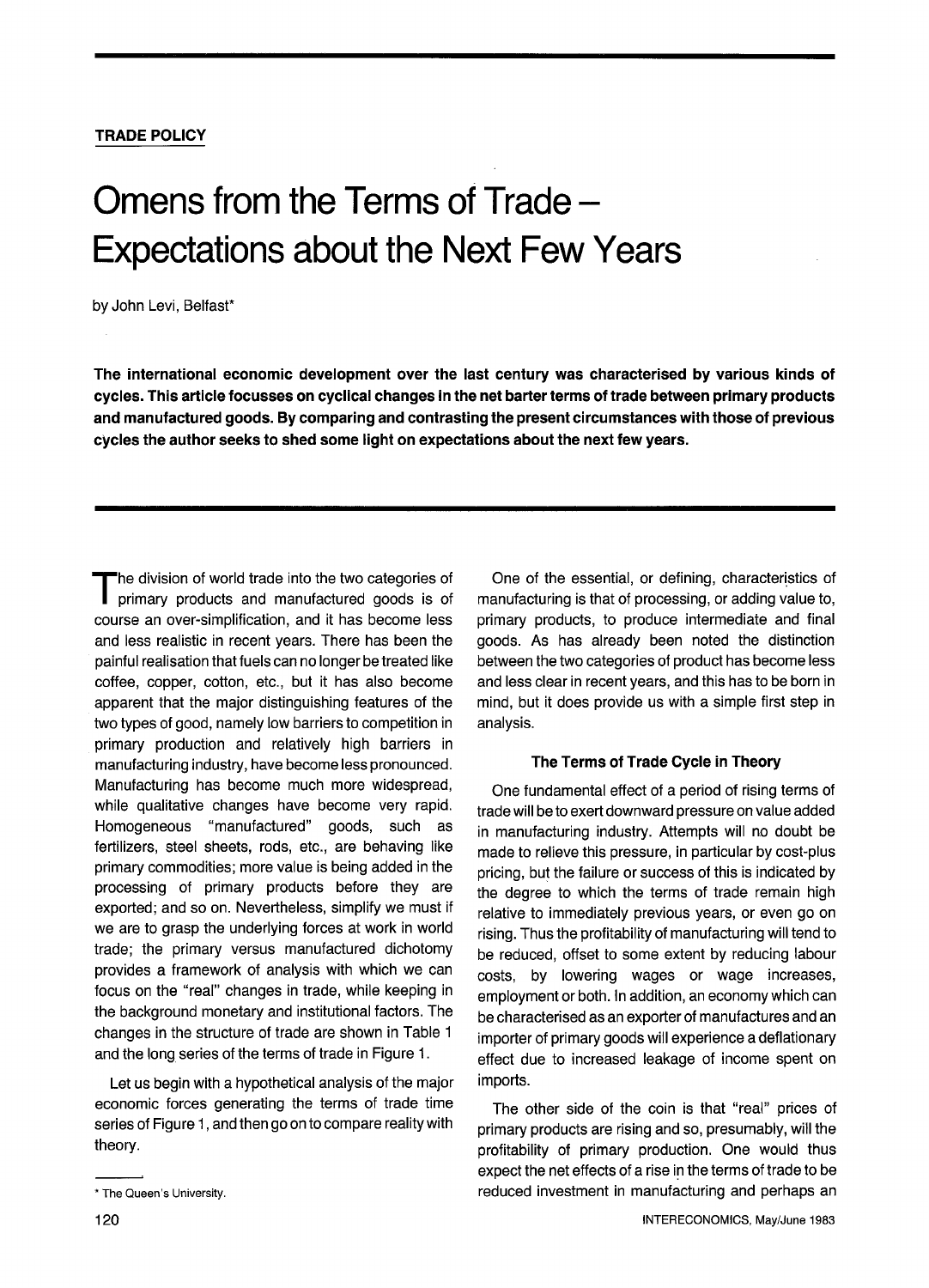**TRADE POLICY**

# Omens from the Terms of Trade – Expectations about the Next Few Years

by John Levi, Belfast*

**The international economic development over the last century was characterised by various kinds of cycles. This article focusses on cyclical changes in the net barter terms of trade between primary products and manufactured goods. By comparing and contrasting the present circumstances with those of previous cycles the author seeks to shed some light on expectations about the next few years.**

The division of world trade into the two categories of primary products and manufactured goods is of course an over-simplification, and it has become less and less realistic in recent years. There has been the painful realisation that fuels can no longer be treated like coffee, copper, cotton, etc., but it has also become apparent that the major distinguishing features of the two types of good, namely low barriers to competition in primary production and relatively high barriers in manufacturing industry, have become less pronounced. Manufacturing has become much more widespread, while qualitative changes have become very rapid. Homogeneous "manufactured" goods, such as fertilizers, steel sheets, rods, etc., are behaving like primary commodities; more value is being added in the processing of primary products before they are exported; and so on. Nevertheless, simplify we must if we are to grasp the underlying forces at work in world trade; the primary versus manufactured dichotomy provides a framework of analysis with which we can focus on the "real" changes in trade, while keeping in the background monetary and institutional factors. The changes in the structure of trade are shown in Table 1 and the long series of the terms of trade in Figure 1.

Let us begin with a hypothetical analysis of the major economic forces generating the terms of trade time series of Figure 1, and then go on to compare reality with theory.

One of the essential, or defining, characteristics of manufacturing is that of processing, or adding value to, primary products, to produce intermediate and final goods. As has already been noted the distinction between the two categories of product has become less and less clear in recent years, and this has to be born in mind, but it does provide us with a simple first step in analysis.

### The Terms of Trade Cycle in Theory

One fundamental effect of a period of rising terms of trade will be to exert downward pressure on value added in manufacturing industry. Attempts will no doubt be made to relieve this pressure, in particular by cost-plus pricing, but the failure or success of this is indicated by the degree to which the terms of trade remain high relative to immediately previous years, or even go on rising. Thus the profitability of manufacturing will tend to be reduced, offset to some extent by reducing labour costs, by lowering wages or wage increases, employment or both. In addition, an economy which can be characterised as an exporter of manufactures and an importer of primary goods will experience a deflationary effect due to increased leakage of income spent on imports.

The other side of the coin is that "real" prices of primary products are rising and so, presumably, will the profitability of primary production. One would thus expect the net effects of a rise in the terms of trade to be reduced investment in manufacturing and perhaps an

---

* The Queen's University.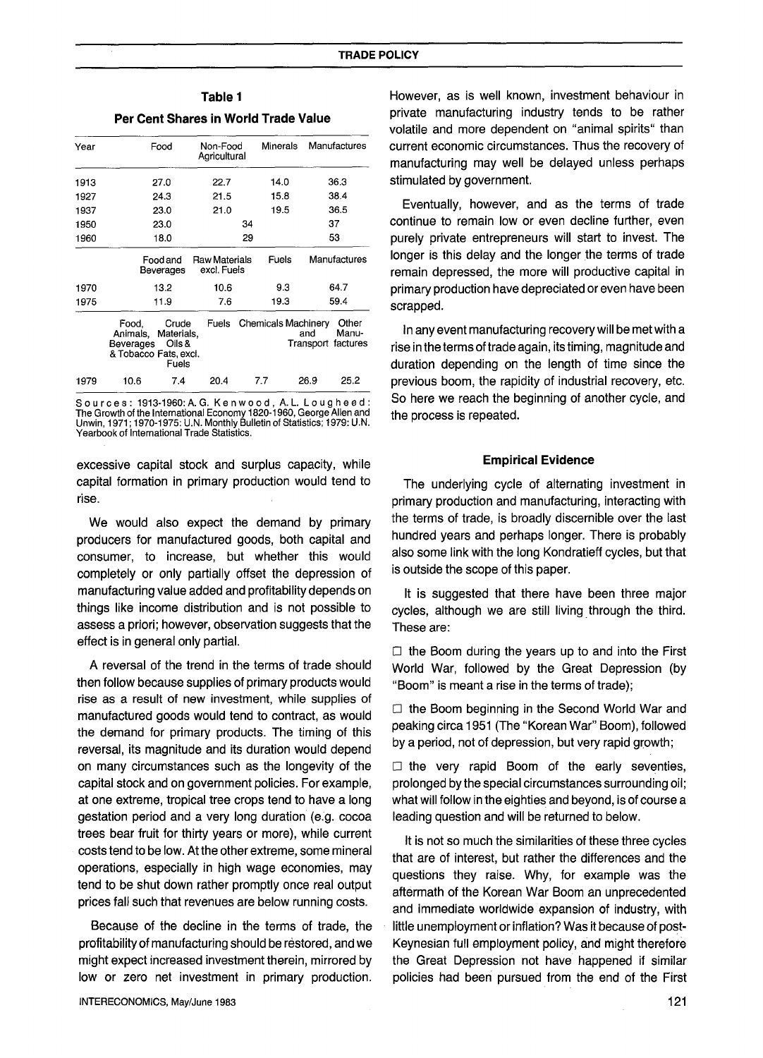**Table 1**

**Per Cent Shares in World Trade Value**

| Year | Food | Non-Food Agricultural | Minerals | Manufactures |
|---|---|---|---|---|
| 1913 | 27.0 | 22.7 | 14.0 | 36.3 |
| 1927 | 24.3 | 21.5 | 15.8 | 38.4 |
| 1937 | 23.0 | 21.0 | 19.5 | 36.5 |
| 1950 | 23.0 | 34 | | 37 |
| 1960 | 18.0 | 29 | | 53 |

| Year | Food and Beverages | Raw Materials excl. Fuels | Fuels | Manufactures |
|---|---|---|---|---|
| 1970 | 13.2 | 10.6 | 9.3 | 64.7 |
| 1975 | 11.9 | 7.6 | 19.3 | 59.4 |

| Year | Food, Animals, Beverages & Tobacco | Crude Materials, Oils & Fats, excl. Fuels | Fuels | Chemicals | Machinery and Transport | Other Manufactures |
|---|---|---|---|---|---|---|
| 1979 | 10.6 | 7.4 | 20.4 | 7.7 | 26.9 | 25.2 |

Sources: 1913-1960: A. G. Kenwood, A. L. Lougheed: The Growth of the International Economy 1820-1960, George Allen and Unwin, 1971; 1970-1975: U.N. Monthly Bulletin of Statistics; 1979: U.N. Yearbook of International Trade Statistics.

excessive capital stock and surplus capacity, while capital formation in primary production would tend to rise.

We would also expect the demand by primary producers for manufactured goods, both capital and consumer, to increase, but whether this would completely or only partially offset the depression of manufacturing value added and profitability depends on things like income distribution and is not possible to assess a priori; however, observation suggests that the effect is in general only partial.

A reversal of the trend in the terms of trade should then follow because supplies of primary products would rise as a result of new investment, while supplies of manufactured goods would tend to contract, as would the demand for primary products. The timing of this reversal, its magnitude and its duration would depend on many circumstances such as the longevity of the capital stock and on government policies. For example, at one extreme, tropical tree crops tend to have a long gestation period and a very long duration (e.g. cocoa trees bear fruit for thirty years or more), while current costs tend to be low. At the other extreme, some mineral operations, especially in high wage economies, may tend to be shut down rather promptly once real output prices fall such that revenues are below running costs.

Because of the decline in the terms of trade, the profitability of manufacturing should be restored, and we might expect increased investment therein, mirrored by low or zero net investment in primary production. However, as is well known, investment behaviour in private manufacturing industry tends to be rather volatile and more dependent on "animal spirits" than current economic circumstances. Thus the recovery of manufacturing may well be delayed unless perhaps stimulated by government.

Eventually, however, and as the terms of trade continue to remain low or even decline further, even purely private entrepreneurs will start to invest. The longer is this delay and the longer the terms of trade remain depressed, the more will productive capital in primary production have depreciated or even have been scrapped.

In any event manufacturing recovery will be met with a rise in the terms of trade again, its timing, magnitude and duration depending on the length of time since the previous boom, the rapidity of industrial recovery, etc. So here we reach the beginning of another cycle, and the process is repeated.

### Empirical Evidence

The underlying cycle of alternating investment in primary production and manufacturing, interacting with the terms of trade, is broadly discernible over the last hundred years and perhaps longer. There is probably also some link with the long Kondratieff cycles, but that is outside the scope of this paper.

It is suggested that there have been three major cycles, although we are still living through the third. These are:

- the Boom during the years up to and into the First World War, followed by the Great Depression (by "Boom" is meant a rise in the terms of trade);
- the Boom beginning in the Second World War and peaking circa 1951 (The "Korean War" Boom), followed by a period, not of depression, but very rapid growth;
- the very rapid Boom of the early seventies, prolonged by the special circumstances surrounding oil; what will follow in the eighties and beyond, is of course a leading question and will be returned to below.

It is not so much the similarities of these three cycles that are of interest, but rather the differences and the questions they raise. Why, for example was the aftermath of the Korean War Boom an unprecedented and immediate worldwide expansion of industry, with little unemployment or inflation? Was it because of post-Keynesian full employment policy, and might therefore the Great Depression not have happened if similar policies had been pursued from the end of the First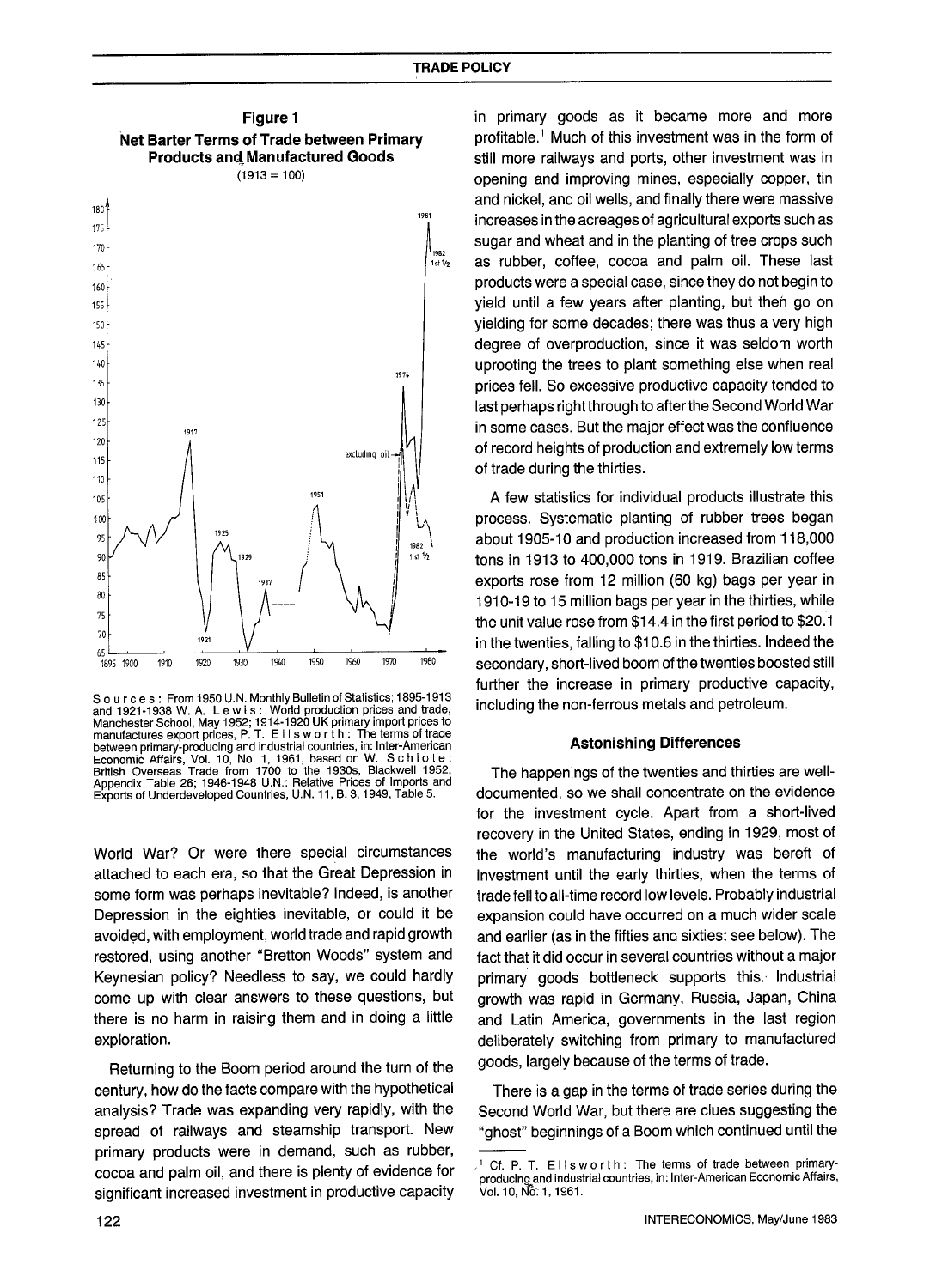**Figure 1**
**Net Barter Terms of Trade between Primary Products and Manufactured Goods**
(1913 = 100)

Sources: From 1950 U.N. Monthly Bulletin of Statistics; 1895-1913 and 1921-1938 W. A. Lewis: World production prices and trade, Manchester School, May 1952; 1914-1920 UK primary import prices to manufactures export prices, P. T. Ellsworth: The terms of trade between primary-producing and industrial countries, in: Inter-American Economic Affairs, Vol. 10, No. 1, 1961, based on W. Schlote: British Overseas Trade from 1700 to the 1930s, Blackwell 1952, Appendix Table 26; 1946-1948 U.N.: Relative Prices of Imports and Exports of Underdeveloped Countries, U.N. 11, B. 3, 1949, Table 5.

World War? Or were there special circumstances attached to each era, so that the Great Depression in some form was perhaps inevitable? Indeed, is another Depression in the eighties inevitable, or could it be avoided, with employment, world trade and rapid growth restored, using another "Bretton Woods" system and Keynesian policy? Needless to say, we could hardly come up with clear answers to these questions, but there is no harm in raising them and in doing a little exploration.

Returning to the Boom period around the turn of the century, how do the facts compare with the hypothetical analysis? Trade was expanding very rapidly, with the spread of railways and steamship transport. New primary products were in demand, such as rubber, cocoa and palm oil, and there is plenty of evidence for significant increased investment in productive capacity in primary goods as it became more and more profitable.[1] Much of this investment was in the form of still more railways and ports, other investment was in opening and improving mines, especially copper, tin and nickel, and oil wells, and finally there were massive increases in the acreages of agricultural exports such as sugar and wheat and in the planting of tree crops such as rubber, coffee, cocoa and palm oil. These last products were a special case, since they do not begin to yield until a few years after planting, but then go on yielding for some decades; there was thus a very high degree of overproduction, since it was seldom worth uprooting the trees to plant something else when real prices fell. So excessive productive capacity tended to last perhaps right through to after the Second World War in some cases. But the major effect was the confluence of record heights of production and extremely low terms of trade during the thirties.

A few statistics for individual products illustrate this process. Systematic planting of rubber trees began about 1905-10 and production increased from 118,000 tons in 1913 to 400,000 tons in 1919. Brazilian coffee exports rose from 12 million (60 kg) bags per year in 1910-19 to 15 million bags per year in the thirties, while the unit value rose from $14.4 in the first period to $20.1 in the twenties, falling to $10.6 in the thirties. Indeed the secondary, short-lived boom of the twenties boosted still further the increase in primary productive capacity, including the non-ferrous metals and petroleum.

### Astonishing Differences

The happenings of the twenties and thirties are well-documented, so we shall concentrate on the evidence for the investment cycle. Apart from a short-lived recovery in the United States, ending in 1929, most of the world's manufacturing industry was bereft of investment until the early thirties, when the terms of trade fell to all-time record low levels. Probably industrial expansion could have occurred on a much wider scale and earlier (as in the fifties and sixties: see below). The fact that it did occur in several countries without a major primary goods bottleneck supports this. Industrial growth was rapid in Germany, Russia, Japan, China and Latin America, governments in the last region deliberately switching from primary to manufactured goods, largely because of the terms of trade.

There is a gap in the terms of trade series during the Second World War, but there are clues suggesting the "ghost" beginnings of a Boom which continued until the

[1] Cf. P. T. Ellsworth: The terms of trade between primary-producing and industrial countries, in: Inter-American Economic Affairs, Vol. 10, No. 1, 1961.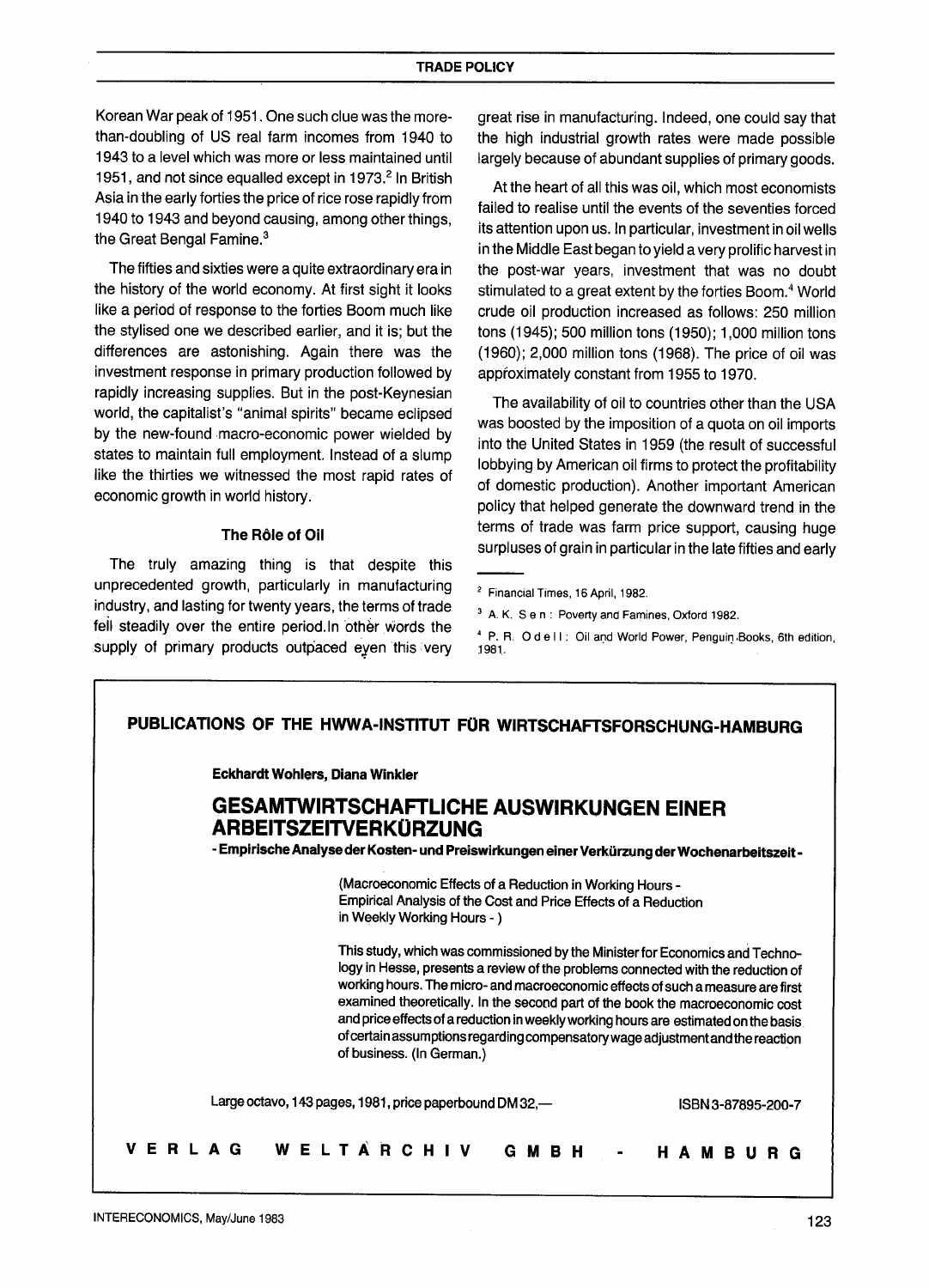Korean War peak of 1951. One such clue was the more-than-doubling of US real farm incomes from 1940 to 1943 to a level which was more or less maintained until 1951, and not since equalled except in 1973.[2] In British Asia in the early forties the price of rice rose rapidly from 1940 to 1943 and beyond causing, among other things, the Great Bengal Famine.[3]

The fifties and sixties were a quite extraordinary era in the history of the world economy. At first sight it looks like a period of response to the forties Boom much like the stylised one we described earlier, and it is; but the differences are astonishing. Again there was the investment response in primary production followed by rapidly increasing supplies. But in the post-Keynesian world, the capitalist's "animal spirits" became eclipsed by the new-found macro-economic power wielded by states to maintain full employment. Instead of a slump like the thirties we witnessed the most rapid rates of economic growth in world history.

### The Rôle of Oil

The truly amazing thing is that despite this unprecedented growth, particularly in manufacturing industry, and lasting for twenty years, the terms of trade fell steadily over the entire period. In other words the supply of primary products outpaced even this very great rise in manufacturing. Indeed, one could say that the high industrial growth rates were made possible largely because of abundant supplies of primary goods.

At the heart of all this was oil, which most economists failed to realise until the events of the seventies forced its attention upon us. In particular, investment in oil wells in the Middle East began to yield a very prolific harvest in the post-war years, investment that was no doubt stimulated to a great extent by the forties Boom.[4] World crude oil production increased as follows: 250 million tons (1945); 500 million tons (1950); 1,000 million tons (1960); 2,000 million tons (1968). The price of oil was approximately constant from 1955 to 1970.

The availability of oil to countries other than the USA was boosted by the imposition of a quota on oil imports into the United States in 1959 (the result of successful lobbying by American oil firms to protect the profitability of domestic production). Another important American policy that helped generate the downward trend in the terms of trade was farm price support, causing huge surpluses of grain in particular in the late fifties and early

[2] Financial Times, 16 April, 1982.

[3] A. K. Sen: Poverty and Famines, Oxford 1982.

[4] P. R. Odell: Oil and World Power, Penguin Books, 6th edition, 1981.

---

**PUBLICATIONS OF THE HWWA-INSTITUT FÜR WIRTSCHAFTSFORSCHUNG-HAMBURG**

**Eckhardt Wohlers, Diana Winkler**

## GESAMTWIRTSCHAFTLICHE AUSWIRKUNGEN EINER ARBEITSZEITVERKÜRZUNG

**- Empirische Analyse der Kosten- und Preiswirkungen einer Verkürzung der Wochenarbeitszeit -**

(Macroeconomic Effects of a Reduction in Working Hours - Empirical Analysis of the Cost and Price Effects of a Reduction in Weekly Working Hours - )

This study, which was commissioned by the Minister for Economics and Technology in Hesse, presents a review of the problems connected with the reduction of working hours. The micro- and macroeconomic effects of such a measure are first examined theoretically. In the second part of the book the macroeconomic cost and price effects of a reduction in weekly working hours are estimated on the basis of certain assumptions regarding compensatory wage adjustment and the reaction of business. (In German.)

Large octavo, 143 pages, 1981, price paperbound DM 32,— ISBN 3-87895-200-7

**VERLAG WELTARCHIV GMBH - HAMBURG**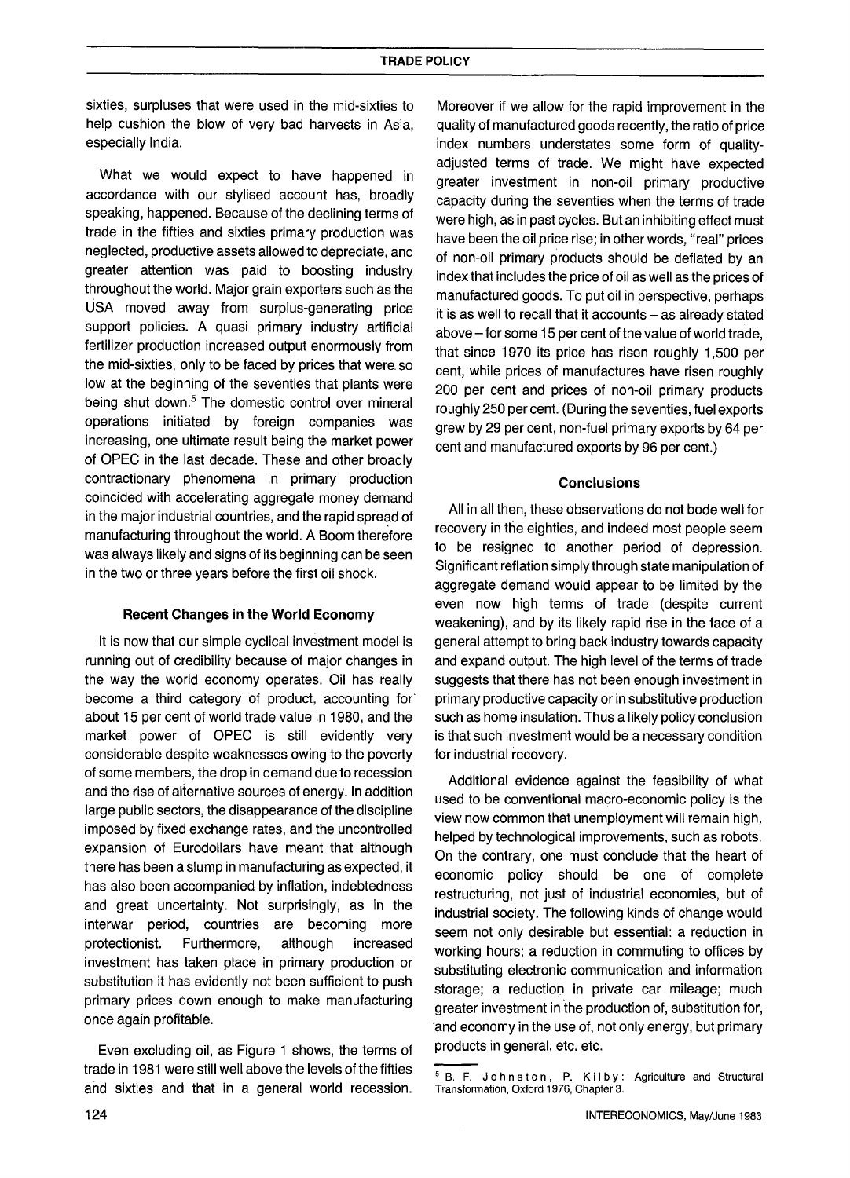sixties, surpluses that were used in the mid-sixties to help cushion the blow of very bad harvests in Asia, especially India.

What we would expect to have happened in accordance with our stylised account has, broadly speaking, happened. Because of the declining terms of trade in the fifties and sixties primary production was neglected, productive assets allowed to depreciate, and greater attention was paid to boosting industry throughout the world. Major grain exporters such as the USA moved away from surplus-generating price support policies. A quasi primary industry artificial fertilizer production increased output enormously from the mid-sixties, only to be faced by prices that were so low at the beginning of the seventies that plants were being shut down.[5] The domestic control over mineral operations initiated by foreign companies was increasing, one ultimate result being the market power of OPEC in the last decade. These and other broadly contractionary phenomena in primary production coincided with accelerating aggregate money demand in the major industrial countries, and the rapid spread of manufacturing throughout the world. A Boom therefore was always likely and signs of its beginning can be seen in the two or three years before the first oil shock.

### Recent Changes in the World Economy

It is now that our simple cyclical investment model is running out of credibility because of major changes in the way the world economy operates. Oil has really become a third category of product, accounting for about 15 per cent of world trade value in 1980, and the market power of OPEC is still evidently very considerable despite weaknesses owing to the poverty of some members, the drop in demand due to recession and the rise of alternative sources of energy. In addition large public sectors, the disappearance of the discipline imposed by fixed exchange rates, and the uncontrolled expansion of Eurodollars have meant that although there has been a slump in manufacturing as expected, it has also been accompanied by inflation, indebtedness and great uncertainty. Not surprisingly, as in the interwar period, countries are becoming more protectionist. Furthermore, although increased investment has taken place in primary production or substitution it has evidently not been sufficient to push primary prices down enough to make manufacturing once again profitable.

Even excluding oil, as Figure 1 shows, the terms of trade in 1981 were still well above the levels of the fifties and sixties and that in a general world recession. Moreover if we allow for the rapid improvement in the quality of manufactured goods recently, the ratio of price index numbers understates some form of quality-adjusted terms of trade. We might have expected greater investment in non-oil primary productive capacity during the seventies when the terms of trade were high, as in past cycles. But an inhibiting effect must have been the oil price rise; in other words, "real" prices of non-oil primary products should be deflated by an index that includes the price of oil as well as the prices of manufactured goods. To put oil in perspective, perhaps it is as well to recall that it accounts – as already stated above – for some 15 per cent of the value of world trade, that since 1970 its price has risen roughly 1,500 per cent, while prices of manufactures have risen roughly 200 per cent and prices of non-oil primary products roughly 250 per cent. (During the seventies, fuel exports grew by 29 per cent, non-fuel primary exports by 64 per cent and manufactured exports by 96 per cent.)

### Conclusions

All in all then, these observations do not bode well for recovery in the eighties, and indeed most people seem to be resigned to another period of depression. Significant reflation simply through state manipulation of aggregate demand would appear to be limited by the even now high terms of trade (despite current weakening), and by its likely rapid rise in the face of a general attempt to bring back industry towards capacity and expand output. The high level of the terms of trade suggests that there has not been enough investment in primary productive capacity or in substitutive production such as home insulation. Thus a likely policy conclusion is that such investment would be a necessary condition for industrial recovery.

Additional evidence against the feasibility of what used to be conventional macro-economic policy is the view now common that unemployment will remain high, helped by technological improvements, such as robots. On the contrary, one must conclude that the heart of economic policy should be one of complete restructuring, not just of industrial economies, but of industrial society. The following kinds of change would seem not only desirable but essential: a reduction in working hours; a reduction in commuting to offices by substituting electronic communication and information storage; a reduction in private car mileage; much greater investment in the production of, substitution for, and economy in the use of, not only energy, but primary products in general, etc. etc.

---

[5] B. F. Johnston, P. Kilby: Agriculture and Structural Transformation, Oxford 1976, Chapter 3.